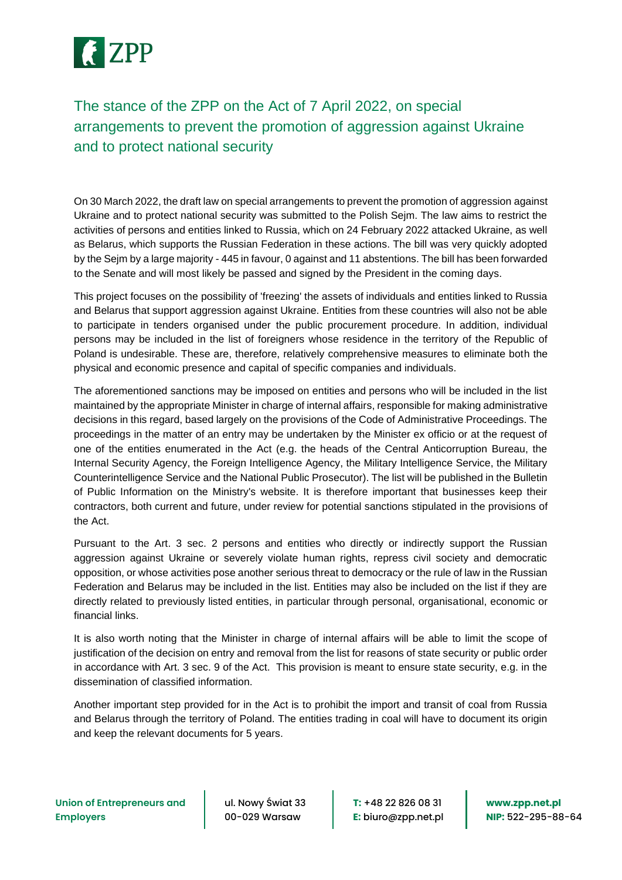# The stance of the ZPP on the Act of 7 April 2022, on special arrangements to prevent the promotion of aggression against Ukraine and to protect national security

On 30 March 2022, the draft law on special arrangements to prevent the promotion of aggression against Ukraine and to protect national security was submitted to the Polish Sejm. The law aims to restrict the activities of persons and entities linked to Russia, which on 24 February 2022 attacked Ukraine, as well as Belarus, which supports the Russian Federation in these actions. The bill was very quickly adopted by the Sejm by a large majority - 445 in favour, 0 against and 11 abstentions. The bill has been forwarded to the Senate and will most likely be passed and signed by the President in the coming days.

This project focuses on the possibility of 'freezing' the assets of individuals and entities linked to Russia and Belarus that support aggression against Ukraine. Entities from these countries will also not be able to participate in tenders organised under the public procurement procedure. In addition, individual persons may be included in the list of foreigners whose residence in the territory of the Republic of Poland is undesirable. These are, therefore, relatively comprehensive measures to eliminate both the physical and economic presence and capital of specific companies and individuals.

The aforementioned sanctions may be imposed on entities and persons who will be included in the list maintained by the appropriate Minister in charge of internal affairs, responsible for making administrative decisions in this regard, based largely on the provisions of the Code of Administrative Proceedings. The proceedings in the matter of an entry may be undertaken by the Minister ex officio or at the request of one of the entities enumerated in the Act (e.g. the heads of the Central Anticorruption Bureau, the Internal Security Agency, the Foreign Intelligence Agency, the Military Intelligence Service, the Military Counterintelligence Service and the National Public Prosecutor). The list will be published in the Bulletin of Public Information on the Ministry's website. It is therefore important that businesses keep their contractors, both current and future, under review for potential sanctions stipulated in the provisions of the Act.

Pursuant to the Art. 3 sec. 2 persons and entities who directly or indirectly support the Russian aggression against Ukraine or severely violate human rights, repress civil society and democratic opposition, or whose activities pose another serious threat to democracy or the rule of law in the Russian Federation and Belarus may be included in the list. Entities may also be included on the list if they are directly related to previously listed entities, in particular through personal, organisational, economic or financial links.

It is also worth noting that the Minister in charge of internal affairs will be able to limit the scope of justification of the decision on entry and removal from the list for reasons of state security or public order in accordance with Art. 3 sec. 9 of the Act. This provision is meant to ensure state security, e.g. in the dissemination of classified information.

Another important step provided for in the Act is to prohibit the import and transit of coal from Russia and Belarus through the territory of Poland. The entities trading in coal will have to document its origin and keep the relevant documents for 5 years.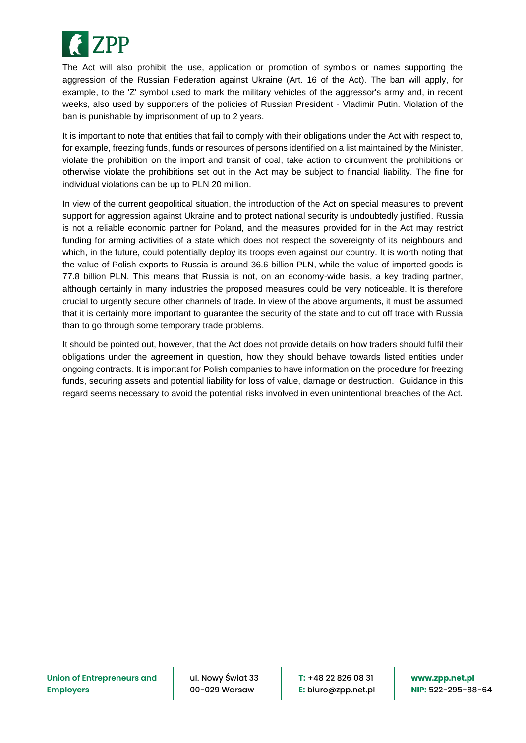The Act will also prohibit the use, application or promotion of symbols or names supporting the aggression of the Russian Federation against Ukraine (Art. 16 of the Act). The ban will apply, for example, to the 'Z' symbol used to mark the military vehicles of the aggressor's army and, in recent weeks, also used by supporters of the policies of Russian President - Vladimir Putin. Violation of the ban is punishable by imprisonment of up to 2 years.

It is important to note that entities that fail to comply with their obligations under the Act with respect to, for example, freezing funds, funds or resources of persons identified on a list maintained by the Minister, violate the prohibition on the import and transit of coal, take action to circumvent the prohibitions or otherwise violate the prohibitions set out in the Act may be subject to financial liability. The fine for individual violations can be up to PLN 20 million.

In view of the current geopolitical situation, the introduction of the Act on special measures to prevent support for aggression against Ukraine and to protect national security is undoubtedly justified. Russia is not a reliable economic partner for Poland, and the measures provided for in the Act may restrict funding for arming activities of a state which does not respect the sovereignty of its neighbours and which, in the future, could potentially deploy its troops even against our country. It is worth noting that the value of Polish exports to Russia is around 36.6 billion PLN, while the value of imported goods is 77.8 billion PLN. This means that Russia is not, on an economy-wide basis, a key trading partner, although certainly in many industries the proposed measures could be very noticeable. It is therefore crucial to urgently secure other channels of trade. In view of the above arguments, it must be assumed that it is certainly more important to guarantee the security of the state and to cut off trade with Russia than to go through some temporary trade problems.

It should be pointed out, however, that the Act does not provide details on how traders should fulfil their obligations under the agreement in question, how they should behave towards listed entities under ongoing contracts. It is important for Polish companies to have information on the procedure for freezing funds, securing assets and potential liability for loss of value, damage or destruction. Guidance in this regard seems necessary to avoid the potential risks involved in even unintentional breaches of the Act.